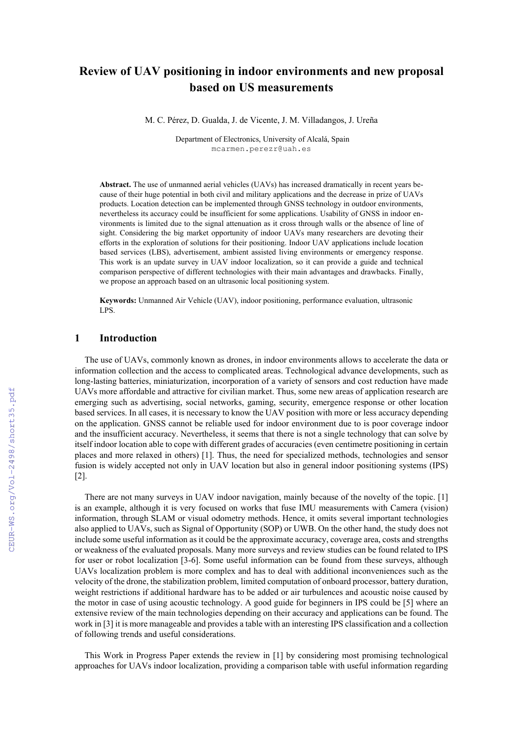# Review of UAV positioning in indoor environments and new proposal based on US measurements

M. C. Pérez, D. Gualda, J. de Vicente, J. M. Villadangos, J. Ureña

Department of Electronics, University of Alcalá, Spain
mcarmen.perezr@uah.es

**Abstract.** The use of unmanned aerial vehicles (UAVs) has increased dramatically in recent years because of their huge potential in both civil and military applications and the decrease in prize of UAVs products. Location detection can be implemented through GNSS technology in outdoor environments, nevertheless its accuracy could be insufficient for some applications. Usability of GNSS in indoor environments is limited due to the signal attenuation as it cross through walls or the absence of line of sight. Considering the big market opportunity of indoor UAVs many researchers are devoting their efforts in the exploration of solutions for their positioning. Indoor UAV applications include location based services (LBS), advertisement, ambient assisted living environments or emergency response. This work is an update survey in UAV indoor localization, so it can provide a guide and technical comparison perspective of different technologies with their main advantages and drawbacks. Finally, we propose an approach based on an ultrasonic local positioning system.

**Keywords:** Unmanned Air Vehicle (UAV), indoor positioning, performance evaluation, ultrasonic LPS.

## 1 Introduction

The use of UAVs, commonly known as drones, in indoor environments allows to accelerate the data or information collection and the access to complicated areas. Technological advance developments, such as long-lasting batteries, miniaturization, incorporation of a variety of sensors and cost reduction have made UAVs more affordable and attractive for civilian market. Thus, some new areas of application research are emerging such as advertising, social networks, gaming, security, emergence response or other location based services. In all cases, it is necessary to know the UAV position with more or less accuracy depending on the application. GNSS cannot be reliable used for indoor environment due to is poor coverage indoor and the insufficient accuracy. Nevertheless, it seems that there is not a single technology that can solve by itself indoor location able to cope with different grades of accuracies (even centimetre positioning in certain places and more relaxed in others) [1]. Thus, the need for specialized methods, technologies and sensor fusion is widely accepted not only in UAV location but also in general indoor positioning systems (IPS) [2].

There are not many surveys in UAV indoor navigation, mainly because of the novelty of the topic. [1] is an example, although it is very focused on works that fuse IMU measurements with Camera (vision) information, through SLAM or visual odometry methods. Hence, it omits several important technologies also applied to UAVs, such as Signal of Opportunity (SOP) or UWB. On the other hand, the study does not include some useful information as it could be the approximate accuracy, coverage area, costs and strengths or weakness of the evaluated proposals. Many more surveys and review studies can be found related to IPS for user or robot localization [3-6]. Some useful information can be found from these surveys, although UAVs localization problem is more complex and has to deal with additional inconveniences such as the velocity of the drone, the stabilization problem, limited computation of onboard processor, battery duration, weight restrictions if additional hardware has to be added or air turbulences and acoustic noise caused by the motor in case of using acoustic technology. A good guide for beginners in IPS could be [5] where an extensive review of the main technologies depending on their accuracy and applications can be found. The work in [3] it is more manageable and provides a table with an interesting IPS classification and a collection of following trends and useful considerations.

This Work in Progress Paper extends the review in [1] by considering most promising technological approaches for UAVs indoor localization, providing a comparison table with useful information regarding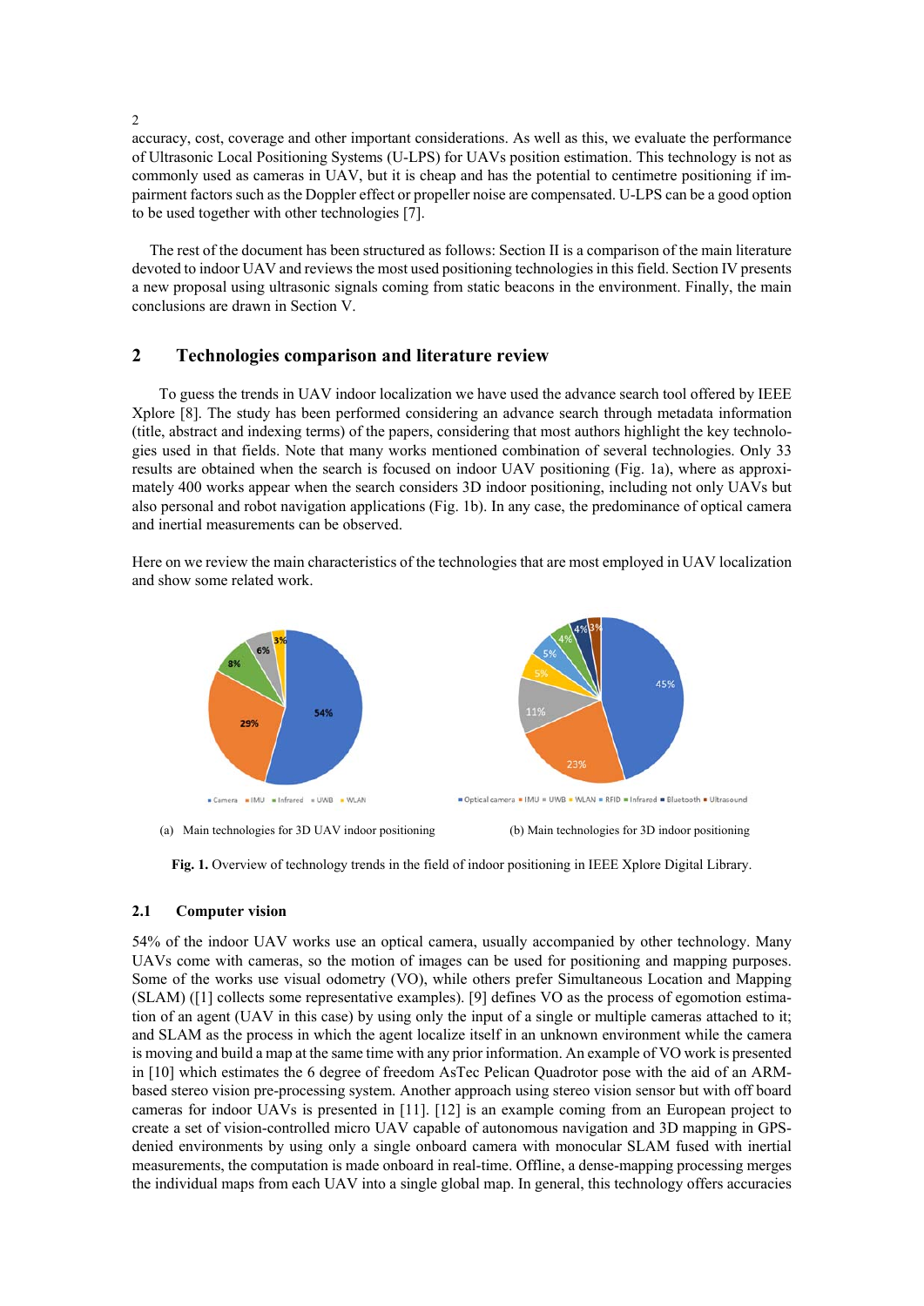accuracy, cost, coverage and other important considerations. As well as this, we evaluate the performance of Ultrasonic Local Positioning Systems (U-LPS) for UAVs position estimation. This technology is not as commonly used as cameras in UAV, but it is cheap and has the potential to centimetre positioning if impairment factors such as the Doppler effect or propeller noise are compensated. U-LPS can be a good option to be used together with other technologies [7].

The rest of the document has been structured as follows: Section II is a comparison of the main literature devoted to indoor UAV and reviews the most used positioning technologies in this field. Section IV presents a new proposal using ultrasonic signals coming from static beacons in the environment. Finally, the main conclusions are drawn in Section V.

## 2 Technologies comparison and literature review

To guess the trends in UAV indoor localization we have used the advance search tool offered by IEEE Xplore [8]. The study has been performed considering an advance search through metadata information (title, abstract and indexing terms) of the papers, considering that most authors highlight the key technologies used in that fields. Note that many works mentioned combination of several technologies. Only 33 results are obtained when the search is focused on indoor UAV positioning (Fig. 1a), where as approximately 400 works appear when the search considers 3D indoor positioning, including not only UAVs but also personal and robot navigation applications (Fig. 1b). In any case, the predominance of optical camera and inertial measurements can be observed.

Here on we review the main characteristics of the technologies that are most employed in UAV localization and show some related work.

(a) Main technologies for 3D UAV indoor positioning (b) Main technologies for 3D indoor positioning

**Fig. 1.** Overview of technology trends in the field of indoor positioning in IEEE Xplore Digital Library.

### 2.1 Computer vision

54% of the indoor UAV works use an optical camera, usually accompanied by other technology. Many UAVs come with cameras, so the motion of images can be used for positioning and mapping purposes. Some of the works use visual odometry (VO), while others prefer Simultaneous Location and Mapping (SLAM) ([1] collects some representative examples). [9] defines VO as the process of egomotion estimation of an agent (UAV in this case) by using only the input of a single or multiple cameras attached to it; and SLAM as the process in which the agent localize itself in an unknown environment while the camera is moving and build a map at the same time with any prior information. An example of VO work is presented in [10] which estimates the 6 degree of freedom AsTec Pelican Quadrotor pose with the aid of an ARM-based stereo vision pre-processing system. Another approach using stereo vision sensor but with off board cameras for indoor UAVs is presented in [11]. [12] is an example coming from an European project to create a set of vision-controlled micro UAV capable of autonomous navigation and 3D mapping in GPS-denied environments by using only a single onboard camera with monocular SLAM fused with inertial measurements, the computation is made onboard in real-time. Offline, a dense-mapping processing merges the individual maps from each UAV into a single global map. In general, this technology offers accuracies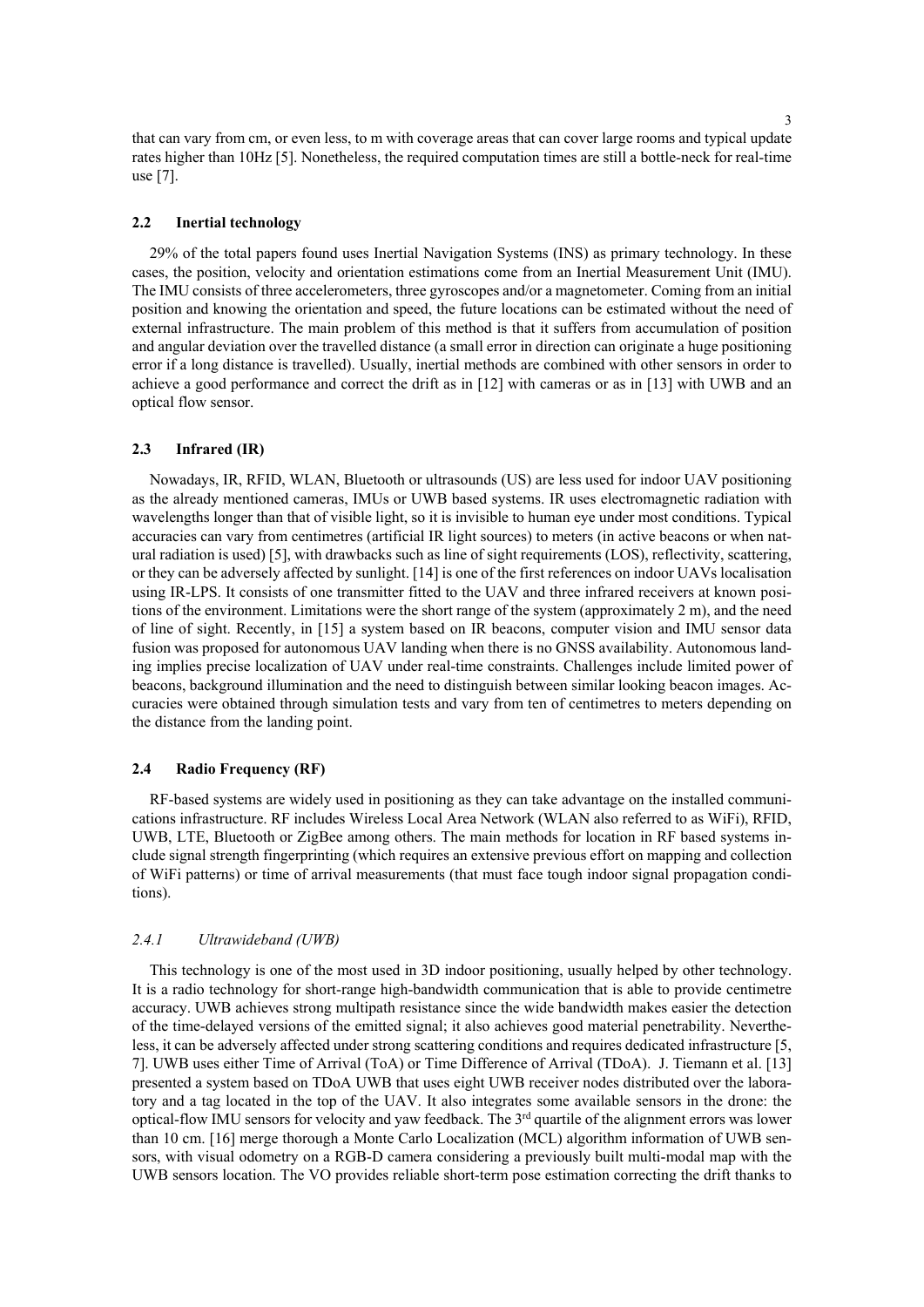that can vary from cm, or even less, to m with coverage areas that can cover large rooms and typical update rates higher than 10Hz [5]. Nonetheless, the required computation times are still a bottle-neck for real-time use [7].

### 2.2 Inertial technology

29% of the total papers found uses Inertial Navigation Systems (INS) as primary technology. In these cases, the position, velocity and orientation estimations come from an Inertial Measurement Unit (IMU). The IMU consists of three accelerometers, three gyroscopes and/or a magnetometer. Coming from an initial position and knowing the orientation and speed, the future locations can be estimated without the need of external infrastructure. The main problem of this method is that it suffers from accumulation of position and angular deviation over the travelled distance (a small error in direction can originate a huge positioning error if a long distance is travelled). Usually, inertial methods are combined with other sensors in order to achieve a good performance and correct the drift as in [12] with cameras or as in [13] with UWB and an optical flow sensor.

### 2.3 Infrared (IR)

Nowadays, IR, RFID, WLAN, Bluetooth or ultrasounds (US) are less used for indoor UAV positioning as the already mentioned cameras, IMUs or UWB based systems. IR uses electromagnetic radiation with wavelengths longer than that of visible light, so it is invisible to human eye under most conditions. Typical accuracies can vary from centimetres (artificial IR light sources) to meters (in active beacons or when natural radiation is used) [5], with drawbacks such as line of sight requirements (LOS), reflectivity, scattering, or they can be adversely affected by sunlight. [14] is one of the first references on indoor UAVs localisation using IR-LPS. It consists of one transmitter fitted to the UAV and three infrared receivers at known positions of the environment. Limitations were the short range of the system (approximately 2 m), and the need of line of sight. Recently, in [15] a system based on IR beacons, computer vision and IMU sensor data fusion was proposed for autonomous UAV landing when there is no GNSS availability. Autonomous landing implies precise localization of UAV under real-time constraints. Challenges include limited power of beacons, background illumination and the need to distinguish between similar looking beacon images. Accuracies were obtained through simulation tests and vary from ten of centimetres to meters depending on the distance from the landing point.

### 2.4 Radio Frequency (RF)

RF-based systems are widely used in positioning as they can take advantage on the installed communications infrastructure. RF includes Wireless Local Area Network (WLAN also referred to as WiFi), RFID, UWB, LTE, Bluetooth or ZigBee among others. The main methods for location in RF based systems include signal strength fingerprinting (which requires an extensive previous effort on mapping and collection of WiFi patterns) or time of arrival measurements (that must face tough indoor signal propagation conditions).

#### *2.4.1 Ultrawideband (UWB)*

This technology is one of the most used in 3D indoor positioning, usually helped by other technology. It is a radio technology for short-range high-bandwidth communication that is able to provide centimetre accuracy. UWB achieves strong multipath resistance since the wide bandwidth makes easier the detection of the time-delayed versions of the emitted signal; it also achieves good material penetrability. Nevertheless, it can be adversely affected under strong scattering conditions and requires dedicated infrastructure [5, 7]. UWB uses either Time of Arrival (ToA) or Time Difference of Arrival (TDoA). J. Tiemann et al. [13] presented a system based on TDoA UWB that uses eight UWB receiver nodes distributed over the laboratory and a tag located in the top of the UAV. It also integrates some available sensors in the drone: the optical-flow IMU sensors for velocity and yaw feedback. The 3rd quartile of the alignment errors was lower than 10 cm. [16] merge thorough a Monte Carlo Localization (MCL) algorithm information of UWB sensors, with visual odometry on a RGB-D camera considering a previously built multi-modal map with the UWB sensors location. The VO provides reliable short-term pose estimation correcting the drift thanks to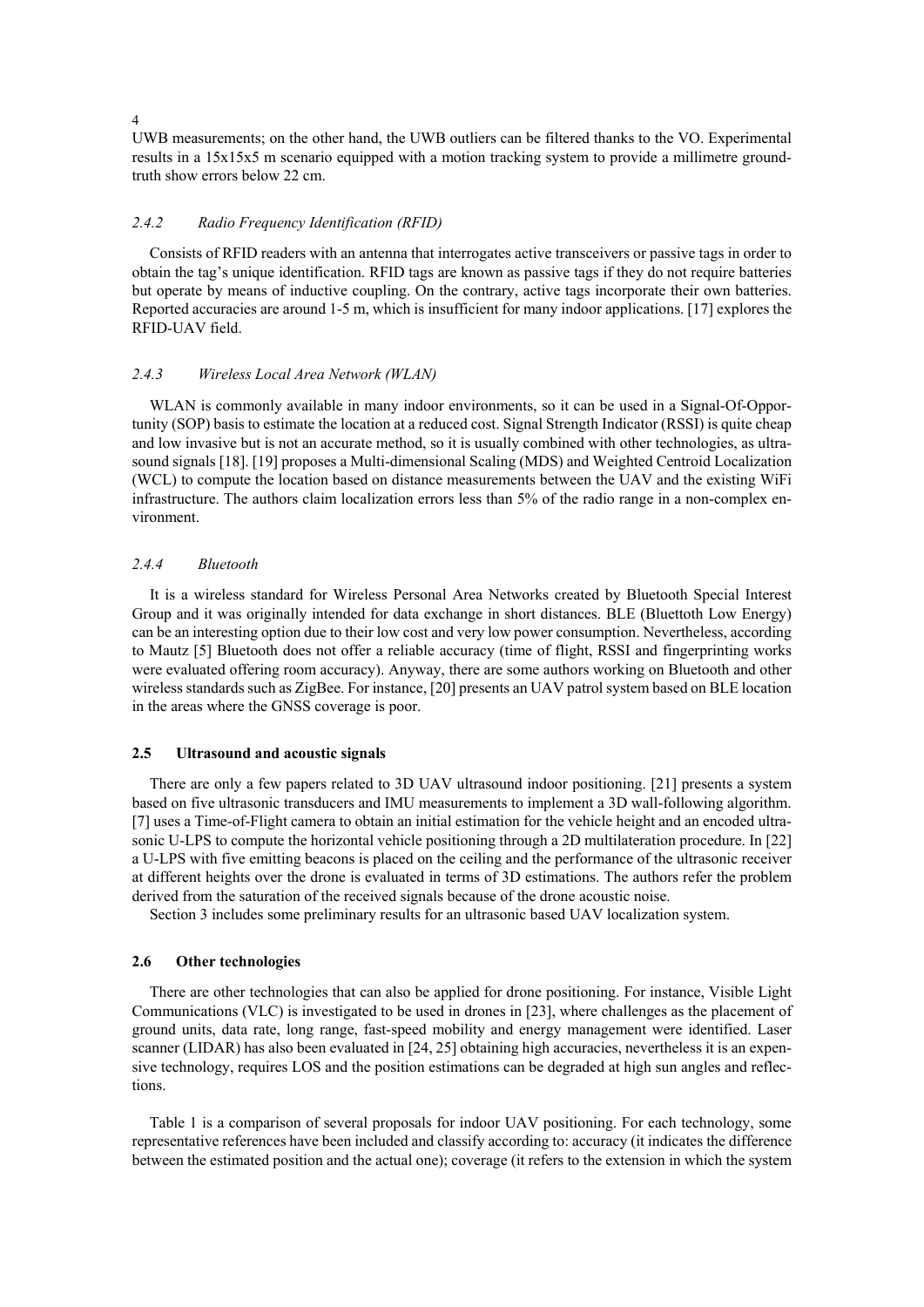UWB measurements; on the other hand, the UWB outliers can be filtered thanks to the VO. Experimental results in a 15x15x5 m scenario equipped with a motion tracking system to provide a millimetre ground-truth show errors below 22 cm.

#### *2.4.2 Radio Frequency Identification (RFID)*

Consists of RFID readers with an antenna that interrogates active transceivers or passive tags in order to obtain the tag's unique identification. RFID tags are known as passive tags if they do not require batteries but operate by means of inductive coupling. On the contrary, active tags incorporate their own batteries. Reported accuracies are around 1-5 m, which is insufficient for many indoor applications. [17] explores the RFID-UAV field.

#### *2.4.3 Wireless Local Area Network (WLAN)*

WLAN is commonly available in many indoor environments, so it can be used in a Signal-Of-Opportunity (SOP) basis to estimate the location at a reduced cost. Signal Strength Indicator (RSSI) is quite cheap and low invasive but is not an accurate method, so it is usually combined with other technologies, as ultrasound signals [18]. [19] proposes a Multi-dimensional Scaling (MDS) and Weighted Centroid Localization (WCL) to compute the location based on distance measurements between the UAV and the existing WiFi infrastructure. The authors claim localization errors less than 5% of the radio range in a non-complex environment.

#### *2.4.4 Bluetooth*

It is a wireless standard for Wireless Personal Area Networks created by Bluetooth Special Interest Group and it was originally intended for data exchange in short distances. BLE (Bluettoth Low Energy) can be an interesting option due to their low cost and very low power consumption. Nevertheless, according to Mautz [5] Bluetooth does not offer a reliable accuracy (time of flight, RSSI and fingerprinting works were evaluated offering room accuracy). Anyway, there are some authors working on Bluetooth and other wireless standards such as ZigBee. For instance, [20] presents an UAV patrol system based on BLE location in the areas where the GNSS coverage is poor.

### **2.5 Ultrasound and acoustic signals**

There are only a few papers related to 3D UAV ultrasound indoor positioning. [21] presents a system based on five ultrasonic transducers and IMU measurements to implement a 3D wall-following algorithm. [7] uses a Time-of-Flight camera to obtain an initial estimation for the vehicle height and an encoded ultrasonic U-LPS to compute the horizontal vehicle positioning through a 2D multilateration procedure. In [22] a U-LPS with five emitting beacons is placed on the ceiling and the performance of the ultrasonic receiver at different heights over the drone is evaluated in terms of 3D estimations. The authors refer the problem derived from the saturation of the received signals because of the drone acoustic noise.

Section 3 includes some preliminary results for an ultrasonic based UAV localization system.

### **2.6 Other technologies**

There are other technologies that can also be applied for drone positioning. For instance, Visible Light Communications (VLC) is investigated to be used in drones in [23], where challenges as the placement of ground units, data rate, long range, fast-speed mobility and energy management were identified. Laser scanner (LIDAR) has also been evaluated in [24, 25] obtaining high accuracies, nevertheless it is an expensive technology, requires LOS and the position estimations can be degraded at high sun angles and reflections.

Table 1 is a comparison of several proposals for indoor UAV positioning. For each technology, some representative references have been included and classify according to: accuracy (it indicates the difference between the estimated position and the actual one); coverage (it refers to the extension in which the system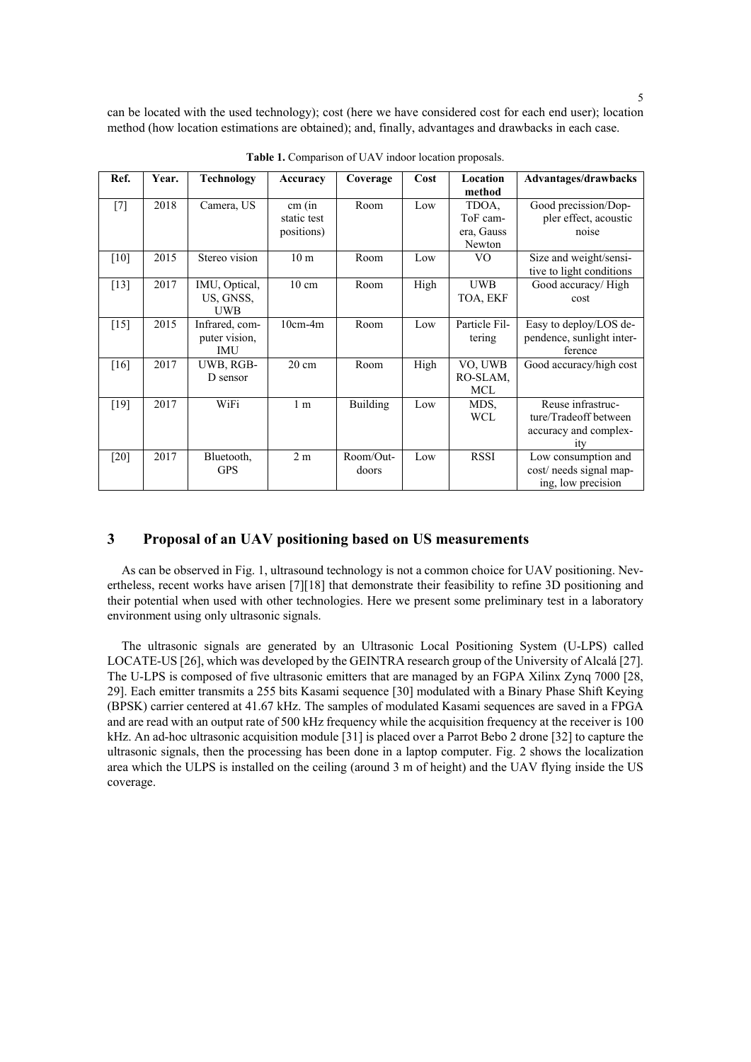can be located with the used technology); cost (here we have considered cost for each end user); location method (how location estimations are obtained); and, finally, advantages and drawbacks in each case.

**Table 1.** Comparison of UAV indoor location proposals.

| Ref. | Year. | Technology | Accuracy | Coverage | Cost | Location method | Advantages/drawbacks |
|---|---|---|---|---|---|---|---|
| [7] | 2018 | Camera, US | cm (in static test positions) | Room | Low | TDOA, ToF camera, Gauss Newton | Good precission/Doppler effect, acoustic noise |
| [10] | 2015 | Stereo vision | 10 m | Room | Low | VO | Size and weight/sensitive to light conditions |
| [13] | 2017 | IMU, Optical, US, GNSS, UWB | 10 cm | Room | High | UWB TOA, EKF | Good accuracy/ High cost |
| [15] | 2015 | Infrared, computer vision, IMU | 10cm-4m | Room | Low | Particle Filtering | Easy to deploy/LOS dependence, sunlight interference |
| [16] | 2017 | UWB, RGB-D sensor | 20 cm | Room | High | VO, UWB RO-SLAM, MCL | Good accuracy/high cost |
| [19] | 2017 | WiFi | 1 m | Building | Low | MDS, WCL | Reuse infrastructure/Tradeoff between accuracy and complexity |
| [20] | 2017 | Bluetooth, GPS | 2 m | Room/Outdoors | Low | RSSI | Low consumption and cost/ needs signal mapping, low precision |

## 3 Proposal of an UAV positioning based on US measurements

As can be observed in Fig. 1, ultrasound technology is not a common choice for UAV positioning. Nevertheless, recent works have arisen [7][18] that demonstrate their feasibility to refine 3D positioning and their potential when used with other technologies. Here we present some preliminary test in a laboratory environment using only ultrasonic signals.

The ultrasonic signals are generated by an Ultrasonic Local Positioning System (U-LPS) called LOCATE-US [26], which was developed by the GEINTRA research group of the University of Alcalá [27]. The U-LPS is composed of five ultrasonic emitters that are managed by an FGPA Xilinx Zynq 7000 [28, 29]. Each emitter transmits a 255 bits Kasami sequence [30] modulated with a Binary Phase Shift Keying (BPSK) carrier centered at 41.67 kHz. The samples of modulated Kasami sequences are saved in a FPGA and are read with an output rate of 500 kHz frequency while the acquisition frequency at the receiver is 100 kHz. An ad-hoc ultrasonic acquisition module [31] is placed over a Parrot Bebo 2 drone [32] to capture the ultrasonic signals, then the processing has been done in a laptop computer. Fig. 2 shows the localization area which the ULPS is installed on the ceiling (around 3 m of height) and the UAV flying inside the US coverage.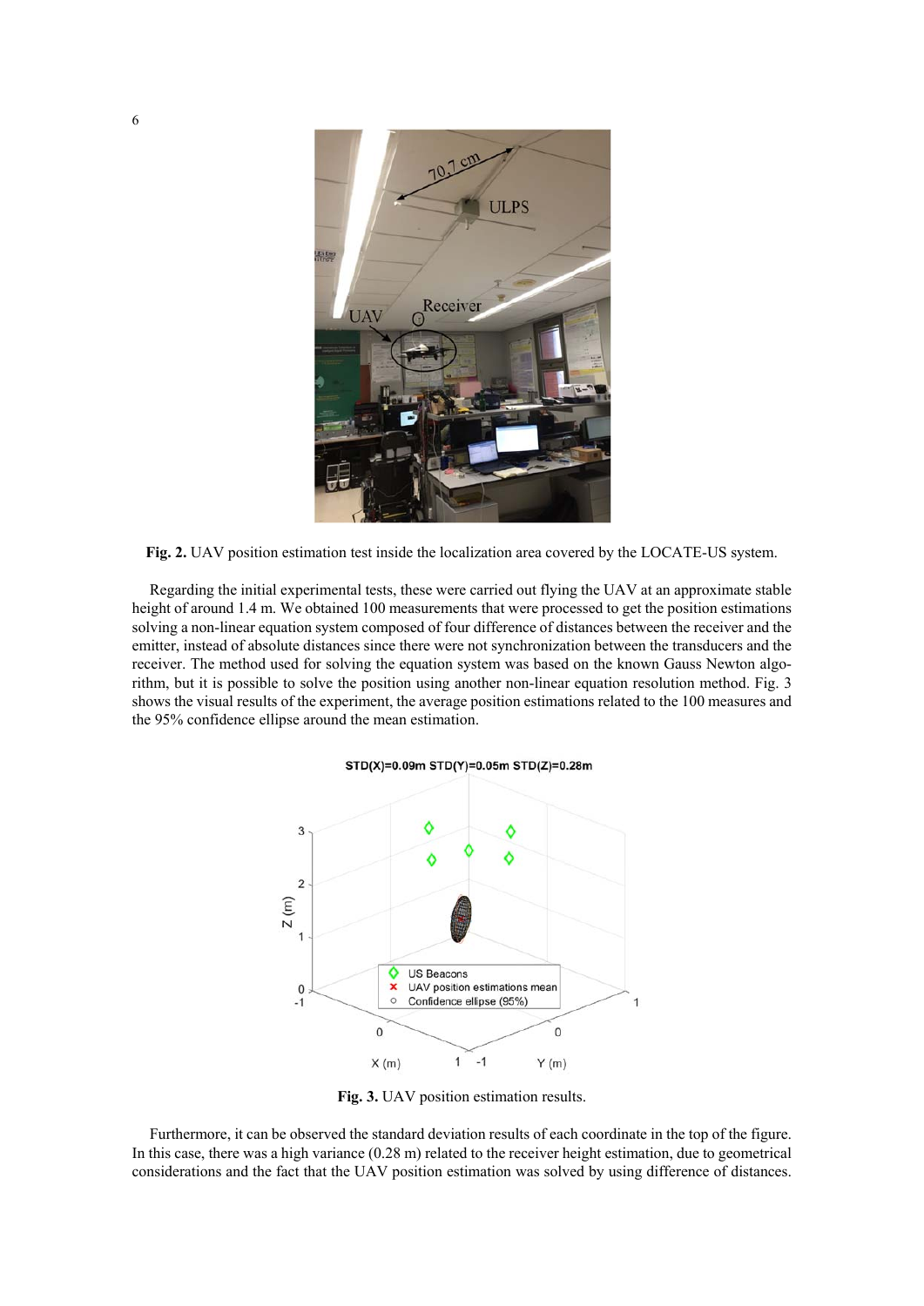**Fig. 2.** UAV position estimation test inside the localization area covered by the LOCATE-US system.

Regarding the initial experimental tests, these were carried out flying the UAV at an approximate stable height of around 1.4 m. We obtained 100 measurements that were processed to get the position estimations solving a non-linear equation system composed of four difference of distances between the receiver and the emitter, instead of absolute distances since there were not synchronization between the transducers and the receiver. The method used for solving the equation system was based on the known Gauss Newton algorithm, but it is possible to solve the position using another non-linear equation resolution method. Fig. 3 shows the visual results of the experiment, the average position estimations related to the 100 measures and the 95% confidence ellipse around the mean estimation.

**Fig. 3.** UAV position estimation results.

Furthermore, it can be observed the standard deviation results of each coordinate in the top of the figure. In this case, there was a high variance (0.28 m) related to the receiver height estimation, due to geometrical considerations and the fact that the UAV position estimation was solved by using difference of distances.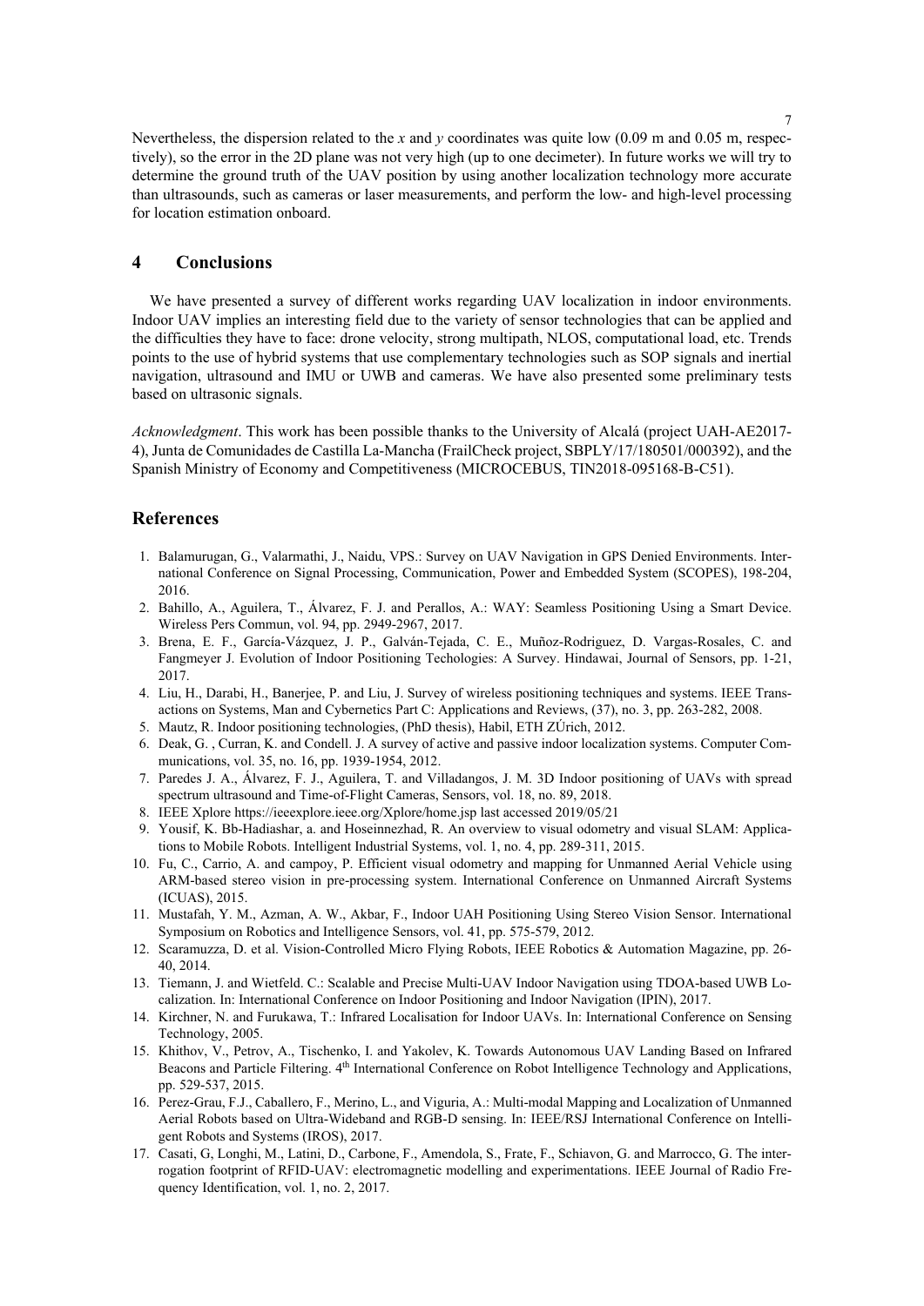Nevertheless, the dispersion related to the $x$ and $y$ coordinates was quite low (0.09 m and 0.05 m, respectively), so the error in the 2D plane was not very high (up to one decimeter). In future works we will try to determine the ground truth of the UAV position by using another localization technology more accurate than ultrasounds, such as cameras or laser measurements, and perform the low- and high-level processing for location estimation onboard.

## 4 Conclusions

We have presented a survey of different works regarding UAV localization in indoor environments. Indoor UAV implies an interesting field due to the variety of sensor technologies that can be applied and the difficulties they have to face: drone velocity, strong multipath, NLOS, computational load, etc. Trends points to the use of hybrid systems that use complementary technologies such as SOP signals and inertial navigation, ultrasound and IMU or UWB and cameras. We have also presented some preliminary tests based on ultrasonic signals.

*Acknowledgment*. This work has been possible thanks to the University of Alcalá (project UAH-AE2017-4), Junta de Comunidades de Castilla La-Mancha (FrailCheck project, SBPLY/17/180501/000392), and the Spanish Ministry of Economy and Competitiveness (MICROCEBUS, TIN2018-095168-B-C51).

## References

1. Balamurugan, G., Valarmathi, J., Naidu, VPS.: Survey on UAV Navigation in GPS Denied Environments. International Conference on Signal Processing, Communication, Power and Embedded System (SCOPES), 198-204, 2016.
2. Bahillo, A., Aguilera, T., Álvarez, F. J. and Perallos, A.: WAY: Seamless Positioning Using a Smart Device. Wireless Pers Commun, vol. 94, pp. 2949-2967, 2017.
3. Brena, E. F., García-Vázquez, J. P., Galván-Tejada, C. E., Muñoz-Rodriguez, D. Vargas-Rosales, C. and Fangmeyer J. Evolution of Indoor Positioning Techologies: A Survey. Hindawai, Journal of Sensors, pp. 1-21, 2017.
4. Liu, H., Darabi, H., Banerjee, P. and Liu, J. Survey of wireless positioning techniques and systems. IEEE Transactions on Systems, Man and Cybernetics Part C: Applications and Reviews, (37), no. 3, pp. 263-282, 2008.
5. Mautz, R. Indoor positioning technologies, (PhD thesis), Habil, ETH ZÚrich, 2012.
6. Deak, G. , Curran, K. and Condell. J. A survey of active and passive indoor localization systems. Computer Communications, vol. 35, no. 16, pp. 1939-1954, 2012.
7. Paredes J. A., Álvarez, F. J., Aguilera, T. and Villadangos, J. M. 3D Indoor positioning of UAVs with spread spectrum ultrasound and Time-of-Flight Cameras, Sensors, vol. 18, no. 89, 2018.
8. IEEE Xplore https://ieeexplore.ieee.org/Xplore/home.jsp last accessed 2019/05/21
9. Yousif, K. Bb-Hadiashar, a. and Hoseinnezhad, R. An overview to visual odometry and visual SLAM: Applications to Mobile Robots. Intelligent Industrial Systems, vol. 1, no. 4, pp. 289-311, 2015.
10. Fu, C., Carrio, A. and campoy, P. Efficient visual odometry and mapping for Unmanned Aerial Vehicle using ARM-based stereo vision in pre-processing system. International Conference on Unmanned Aircraft Systems (ICUAS), 2015.
11. Mustafah, Y. M., Azman, A. W., Akbar, F., Indoor UAH Positioning Using Stereo Vision Sensor. International Symposium on Robotics and Intelligence Sensors, vol. 41, pp. 575-579, 2012.
12. Scaramuzza, D. et al. Vision-Controlled Micro Flying Robots, IEEE Robotics & Automation Magazine, pp. 26-40, 2014.
13. Tiemann, J. and Wietfeld. C.: Scalable and Precise Multi-UAV Indoor Navigation using TDOA-based UWB Localization. In: International Conference on Indoor Positioning and Indoor Navigation (IPIN), 2017.
14. Kirchner, N. and Furukawa, T.: Infrared Localisation for Indoor UAVs. In: International Conference on Sensing Technology, 2005.
15. Khithov, V., Petrov, A., Tischenko, I. and Yakolev, K. Towards Autonomous UAV Landing Based on Infrared Beacons and Particle Filtering. 4th International Conference on Robot Intelligence Technology and Applications, pp. 529-537, 2015.
16. Perez-Grau, F.J., Caballero, F., Merino, L., and Viguria, A.: Multi-modal Mapping and Localization of Unmanned Aerial Robots based on Ultra-Wideband and RGB-D sensing. In: IEEE/RSJ International Conference on Intelligent Robots and Systems (IROS), 2017.
17. Casati, G, Longhi, M., Latini, D., Carbone, F., Amendola, S., Frate, F., Schiavon, G. and Marrocco, G. The interrogation footprint of RFID-UAV: electromagnetic modelling and experimentations. IEEE Journal of Radio Frequency Identification, vol. 1, no. 2, 2017.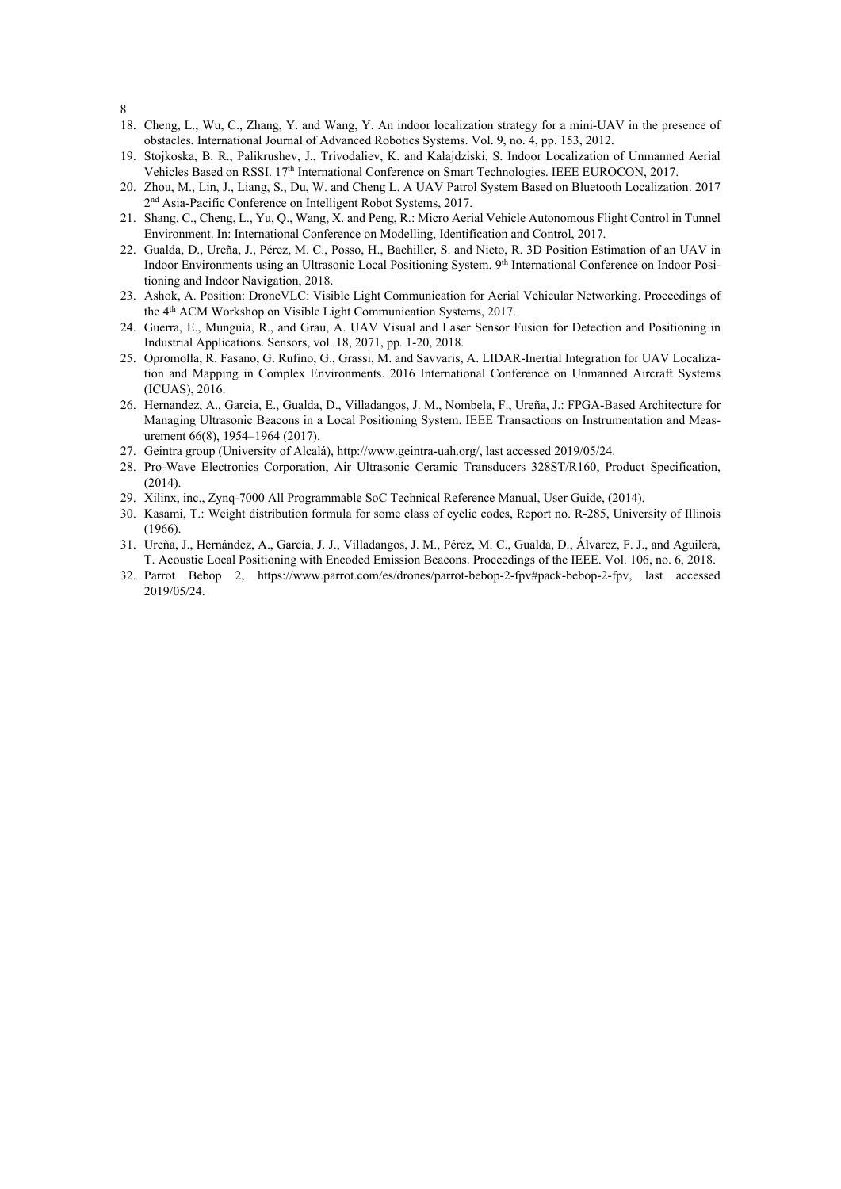18. Cheng, L., Wu, C., Zhang, Y. and Wang, Y. An indoor localization strategy for a mini-UAV in the presence of obstacles. International Journal of Advanced Robotics Systems. Vol. 9, no. 4, pp. 153, 2012.
19. Stojkoska, B. R., Palikrushev, J., Trivodaliev, K. and Kalajdziski, S. Indoor Localization of Unmanned Aerial Vehicles Based on RSSI. 17th International Conference on Smart Technologies. IEEE EUROCON, 2017.
20. Zhou, M., Lin, J., Liang, S., Du, W. and Cheng L. A UAV Patrol System Based on Bluetooth Localization. 2017 2nd Asia-Pacific Conference on Intelligent Robot Systems, 2017.
21. Shang, C., Cheng, L., Yu, Q., Wang, X. and Peng, R.: Micro Aerial Vehicle Autonomous Flight Control in Tunnel Environment. In: International Conference on Modelling, Identification and Control, 2017.
22. Gualda, D., Ureña, J., Pérez, M. C., Posso, H., Bachiller, S. and Nieto, R. 3D Position Estimation of an UAV in Indoor Environments using an Ultrasonic Local Positioning System. 9th International Conference on Indoor Positioning and Indoor Navigation, 2018.
23. Ashok, A. Position: DroneVLC: Visible Light Communication for Aerial Vehicular Networking. Proceedings of the 4th ACM Workshop on Visible Light Communication Systems, 2017.
24. Guerra, E., Munguía, R., and Grau, A. UAV Visual and Laser Sensor Fusion for Detection and Positioning in Industrial Applications. Sensors, vol. 18, 2071, pp. 1-20, 2018.
25. Opromolla, R. Fasano, G. Rufino, G., Grassi, M. and Savvaris, A. LIDAR-Inertial Integration for UAV Localization and Mapping in Complex Environments. 2016 International Conference on Unmanned Aircraft Systems (ICUAS), 2016.
26. Hernandez, A., Garcia, E., Gualda, D., Villadangos, J. M., Nombela, F., Ureña, J.: FPGA-Based Architecture for Managing Ultrasonic Beacons in a Local Positioning System. IEEE Transactions on Instrumentation and Measurement 66(8), 1954–1964 (2017).
27. Geintra group (University of Alcalá), http://www.geintra-uah.org/, last accessed 2019/05/24.
28. Pro-Wave Electronics Corporation, Air Ultrasonic Ceramic Transducers 328ST/R160, Product Specification, (2014).
29. Xilinx, inc., Zynq-7000 All Programmable SoC Technical Reference Manual, User Guide, (2014).
30. Kasami, T.: Weight distribution formula for some class of cyclic codes, Report no. R-285, University of Illinois (1966).
31. Ureña, J., Hernández, A., García, J. J., Villadangos, J. M., Pérez, M. C., Gualda, D., Álvarez, F. J., and Aguilera, T. Acoustic Local Positioning with Encoded Emission Beacons. Proceedings of the IEEE. Vol. 106, no. 6, 2018.
32. Parrot Bebop 2, https://www.parrot.com/es/drones/parrot-bebop-2-fpv#pack-bebop-2-fpv, last accessed 2019/05/24.